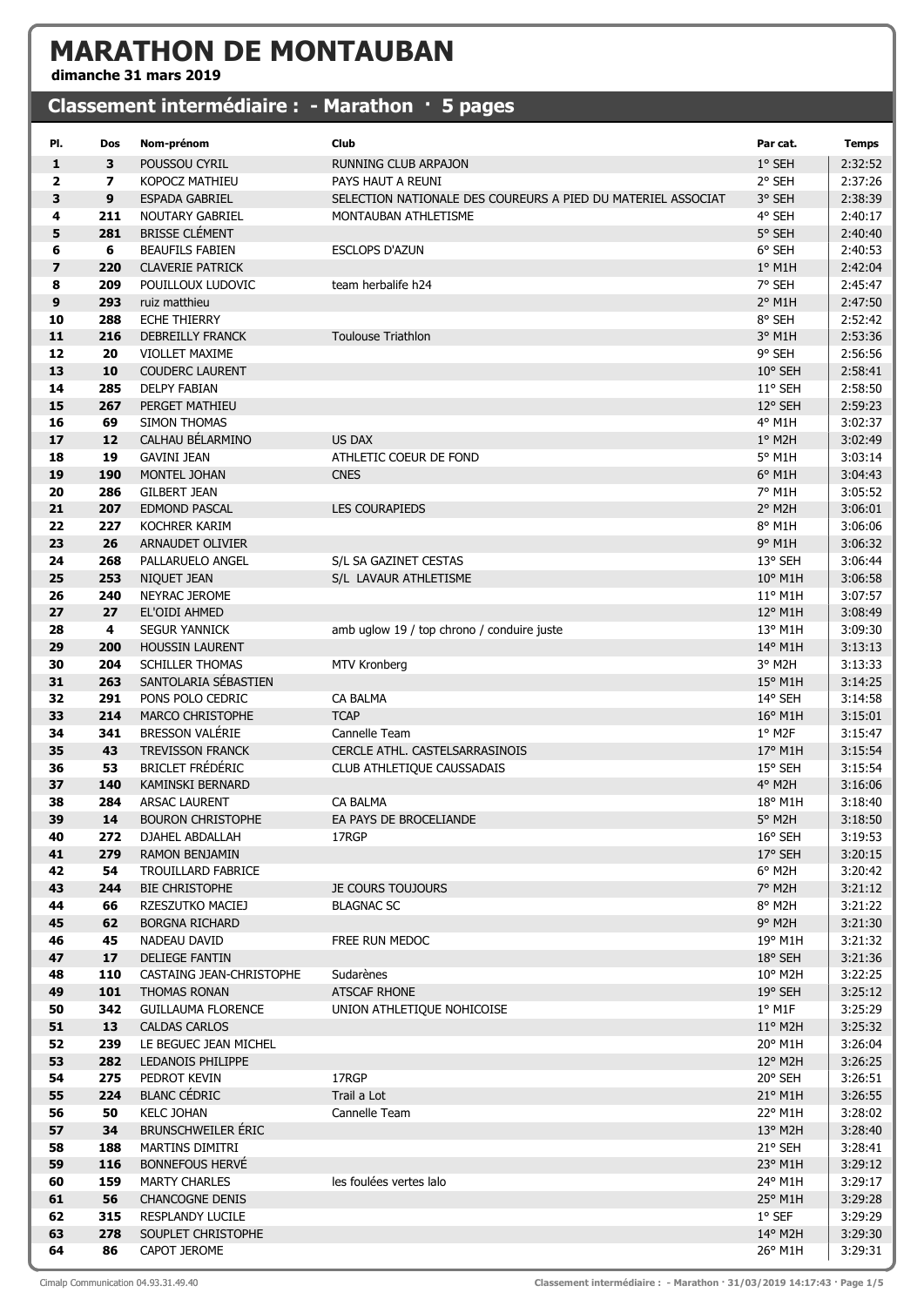# MARATHON DE MONTAUBAN

**dimanche 31 mars 2019**

## Classement intermédiaire : - Marathon · 5 pages

| Pl. | Dos | Nom-prénom | Club | Par cat. | Temps |
|---|---|---|---|---|---|
| 1 | 3 | POUSSOU CYRIL | RUNNING CLUB ARPAJON | 1° SEH | 2:32:52 |
| 2 | 7 | KOPOCZ MATHIEU | PAYS HAUT A REUNI | 2° SEH | 2:37:26 |
| 3 | 9 | ESPADA GABRIEL | SELECTION NATIONALE DES COUREURS A PIED DU MATERIEL ASSOCIAT | 3° SEH | 2:38:39 |
| 4 | 211 | NOUTARY GABRIEL | MONTAUBAN ATHLETISME | 4° SEH | 2:40:17 |
| 5 | 281 | BRISSE CLÉMENT | | 5° SEH | 2:40:40 |
| 6 | 6 | BEAUFILS FABIEN | ESCLOPS D'AZUN | 6° SEH | 2:40:53 |
| 7 | 220 | CLAVERIE PATRICK | | 1° M1H | 2:42:04 |
| 8 | 209 | POUILLOUX LUDOVIC | team herbalife h24 | 7° SEH | 2:45:47 |
| 9 | 293 | ruiz matthieu | | 2° M1H | 2:47:50 |
| 10 | 288 | ECHE THIERRY | | 8° SEH | 2:52:42 |
| 11 | 216 | DEBREILLY FRANCK | Toulouse Triathlon | 3° M1H | 2:53:36 |
| 12 | 20 | VIOLLET MAXIME | | 9° SEH | 2:56:56 |
| 13 | 10 | COUDERC LAURENT | | 10° SEH | 2:58:41 |
| 14 | 285 | DELPY FABIAN | | 11° SEH | 2:58:50 |
| 15 | 267 | PERGET MATHIEU | | 12° SEH | 2:59:23 |
| 16 | 69 | SIMON THOMAS | | 4° M1H | 3:02:37 |
| 17 | 12 | CALHAU BÉLARMINO | US DAX | 1° M2H | 3:02:49 |
| 18 | 19 | GAVINI JEAN | ATHLETIC COEUR DE FOND | 5° M1H | 3:03:14 |
| 19 | 190 | MONTEL JOHAN | CNES | 6° M1H | 3:04:43 |
| 20 | 286 | GILBERT JEAN | | 7° M1H | 3:05:52 |
| 21 | 207 | EDMOND PASCAL | LES COURAPIEDS | 2° M2H | 3:06:01 |
| 22 | 227 | KOCHRER KARIM | | 8° M1H | 3:06:06 |
| 23 | 26 | ARNAUDET OLIVIER | | 9° M1H | 3:06:32 |
| 24 | 268 | PALLARUELO ANGEL | S/L SA GAZINET CESTAS | 13° SEH | 3:06:44 |
| 25 | 253 | NIQUET JEAN | S/L LAVAUR ATHLETISME | 10° M1H | 3:06:58 |
| 26 | 240 | NEYRAC JEROME | | 11° M1H | 3:07:57 |
| 27 | 27 | EL'OIDI AHMED | | 12° M1H | 3:08:49 |
| 28 | 4 | SEGUR YANNICK | amb uglow 19 / top chrono / conduire juste | 13° M1H | 3:09:30 |
| 29 | 200 | HOUSSIN LAURENT | | 14° M1H | 3:13:13 |
| 30 | 204 | SCHILLER THOMAS | MTV Kronberg | 3° M2H | 3:13:33 |
| 31 | 263 | SANTOLARIA SÉBASTIEN | | 15° M1H | 3:14:25 |
| 32 | 291 | PONS POLO CEDRIC | CA BALMA | 14° SEH | 3:14:58 |
| 33 | 214 | MARCO CHRISTOPHE | TCAP | 16° M1H | 3:15:01 |
| 34 | 341 | BRESSON VALÉRIE | Cannelle Team | 1° M2F | 3:15:47 |
| 35 | 43 | TREVISSON FRANCK | CERCLE ATHL. CASTELSARRASINOIS | 17° M1H | 3:15:54 |
| 36 | 53 | BRICLET FRÉDÉRIC | CLUB ATHLETIQUE CAUSSADAIS | 15° SEH | 3:15:54 |
| 37 | 140 | KAMINSKI BERNARD | | 4° M2H | 3:16:06 |
| 38 | 284 | ARSAC LAURENT | CA BALMA | 18° M1H | 3:18:40 |
| 39 | 14 | BOURON CHRISTOPHE | EA PAYS DE BROCELIANDE | 5° M2H | 3:18:50 |
| 40 | 272 | DJAHEL ABDALLAH | 17RGP | 16° SEH | 3:19:53 |
| 41 | 279 | RAMON BENJAMIN | | 17° SEH | 3:20:15 |
| 42 | 54 | TROUILLARD FABRICE | | 6° M2H | 3:20:42 |
| 43 | 244 | BIE CHRISTOPHE | JE COURS TOUJOURS | 7° M2H | 3:21:12 |
| 44 | 66 | RZESZUTKO MACIEJ | BLAGNAC SC | 8° M2H | 3:21:22 |
| 45 | 62 | BORGNA RICHARD | | 9° M2H | 3:21:30 |
| 46 | 45 | NADEAU DAVID | FREE RUN MEDOC | 19° M1H | 3:21:32 |
| 47 | 17 | DELIEGE FANTIN | | 18° SEH | 3:21:36 |
| 48 | 110 | CASTAING JEAN-CHRISTOPHE | Sudarènes | 10° M2H | 3:22:25 |
| 49 | 101 | THOMAS RONAN | ATSCAF RHONE | 19° SEH | 3:25:12 |
| 50 | 342 | GUILLAUMA FLORENCE | UNION ATHLETIQUE NOHICOISE | 1° M1F | 3:25:29 |
| 51 | 13 | CALDAS CARLOS | | 11° M2H | 3:25:32 |
| 52 | 239 | LE BEGUEC JEAN MICHEL | | 20° M1H | 3:26:04 |
| 53 | 282 | LEDANOIS PHILIPPE | | 12° M2H | 3:26:25 |
| 54 | 275 | PEDROT KEVIN | 17RGP | 20° SEH | 3:26:51 |
| 55 | 224 | BLANC CÉDRIC | Trail a Lot | 21° M1H | 3:26:55 |
| 56 | 50 | KELC JOHAN | Cannelle Team | 22° M1H | 3:28:02 |
| 57 | 34 | BRUNSCHWEILER ÉRIC | | 13° M2H | 3:28:40 |
| 58 | 188 | MARTINS DIMITRI | | 21° SEH | 3:28:41 |
| 59 | 116 | BONNEFOUS HERVÉ | | 23° M1H | 3:29:12 |
| 60 | 159 | MARTY CHARLES | les foulées vertes lalo | 24° M1H | 3:29:17 |
| 61 | 56 | CHANCOGNE DENIS | | 25° M1H | 3:29:28 |
| 62 | 315 | RESPLANDY LUCILE | | 1° SEF | 3:29:29 |
| 63 | 278 | SOUPLET CHRISTOPHE | | 14° M2H | 3:29:30 |
| 64 | 86 | CAPOT JEROME | | 26° M1H | 3:29:31 |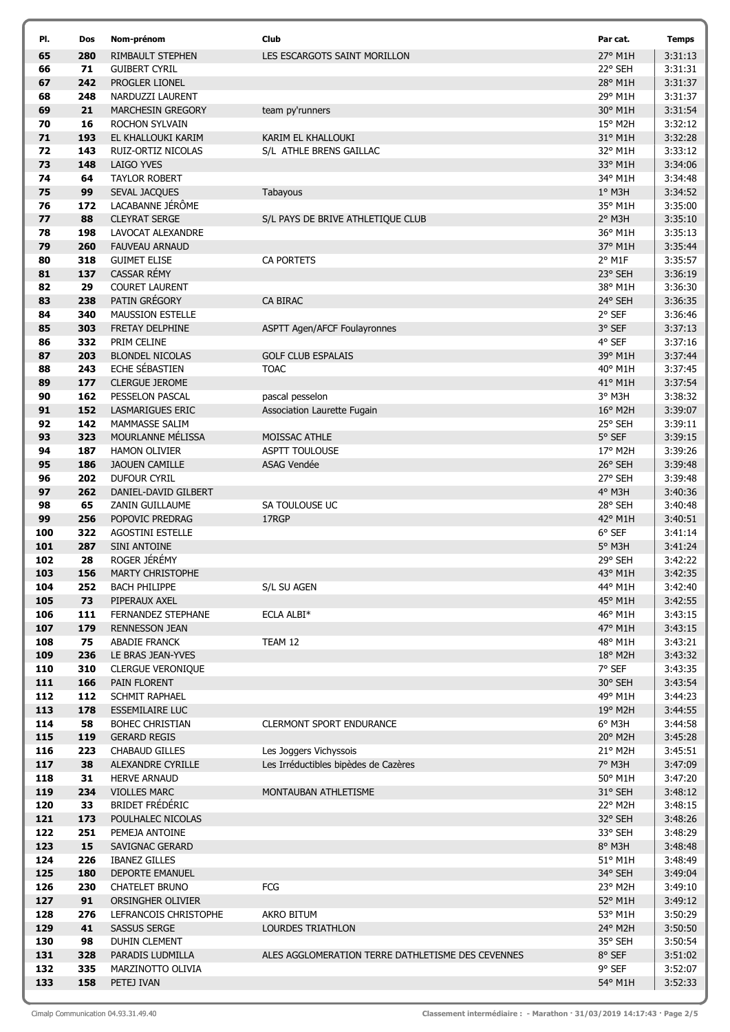| Pl. | Dos | Nom-prénom | Club | Par cat. | Temps |
|---|---|---|---|---|---|
| 65 | 280 | RIMBAULT STEPHEN | LES ESCARGOTS SAINT MORILLON | 27° M1H | 3:31:13 |
| 66 | 71 | GUIBERT CYRIL | | 22° SEH | 3:31:31 |
| 67 | 242 | PROGLER LIONEL | | 28° M1H | 3:31:37 |
| 68 | 248 | NARDUZZI LAURENT | | 29° M1H | 3:31:37 |
| 69 | 21 | MARCHESIN GREGORY | team py'runners | 30° M1H | 3:31:54 |
| 70 | 16 | ROCHON SYLVAIN | | 15° M2H | 3:32:12 |
| 71 | 193 | EL KHALLOUKI KARIM | KARIM EL KHALLOUKI | 31° M1H | 3:32:28 |
| 72 | 143 | RUIZ-ORTIZ NICOLAS | S/L ATHLE BRENS GAILLAC | 32° M1H | 3:33:12 |
| 73 | 148 | LAIGO YVES | | 33° M1H | 3:34:06 |
| 74 | 64 | TAYLOR ROBERT | | 34° M1H | 3:34:48 |
| 75 | 99 | SEVAL JACQUES | Tabayous | 1° M3H | 3:34:52 |
| 76 | 172 | LACABANNE JÉRÔME | | 35° M1H | 3:35:00 |
| 77 | 88 | CLEYRAT SERGE | S/L PAYS DE BRIVE ATHLETIQUE CLUB | 2° M3H | 3:35:10 |
| 78 | 198 | LAVOCAT ALEXANDRE | | 36° M1H | 3:35:13 |
| 79 | 260 | FAUVEAU ARNAUD | | 37° M1H | 3:35:44 |
| 80 | 318 | GUIMET ELISE | CA PORTETS | 2° M1F | 3:35:57 |
| 81 | 137 | CASSAR RÉMY | | 23° SEH | 3:36:19 |
| 82 | 29 | COURET LAURENT | | 38° M1H | 3:36:30 |
| 83 | 238 | PATIN GRÉGORY | CA BIRAC | 24° SEH | 3:36:35 |
| 84 | 340 | MAUSSION ESTELLE | | 2° SEF | 3:36:46 |
| 85 | 303 | FRETAY DELPHINE | ASPTT Agen/AFCF Foulayronnes | 3° SEF | 3:37:13 |
| 86 | 332 | PRIM CELINE | | 4° SEF | 3:37:16 |
| 87 | 203 | BLONDEL NICOLAS | GOLF CLUB ESPALAIS | 39° M1H | 3:37:44 |
| 88 | 243 | ECHE SÉBASTIEN | TOAC | 40° M1H | 3:37:45 |
| 89 | 177 | CLERGUE JEROME | | 41° M1H | 3:37:54 |
| 90 | 162 | PESSELON PASCAL | pascal pesselon | 3° M3H | 3:38:32 |
| 91 | 152 | LASMARIGUES ERIC | Association Laurette Fugain | 16° M2H | 3:39:07 |
| 92 | 142 | MAMMASSE SALIM | | 25° SEH | 3:39:11 |
| 93 | 323 | MOURLANNE MÉLISSA | MOISSAC ATHLE | 5° SEF | 3:39:15 |
| 94 | 187 | HAMON OLIVIER | ASPTT TOULOUSE | 17° M2H | 3:39:26 |
| 95 | 186 | JAOUEN CAMILLE | ASAG Vendée | 26° SEH | 3:39:48 |
| 96 | 202 | DUFOUR CYRIL | | 27° SEH | 3:39:48 |
| 97 | 262 | DANIEL-DAVID GILBERT | | 4° M3H | 3:40:36 |
| 98 | 65 | ZANIN GUILLAUME | SA TOULOUSE UC | 28° SEH | 3:40:48 |
| 99 | 256 | POPOVIC PREDRAG | 17RGP | 42° M1H | 3:40:51 |
| 100 | 322 | AGOSTINI ESTELLE | | 6° SEF | 3:41:14 |
| 101 | 287 | SINI ANTOINE | | 5° M3H | 3:41:24 |
| 102 | 28 | ROGER JÉRÉMY | | 29° SEH | 3:42:22 |
| 103 | 156 | MARTY CHRISTOPHE | | 43° M1H | 3:42:35 |
| 104 | 252 | BACH PHILIPPE | S/L SU AGEN | 44° M1H | 3:42:40 |
| 105 | 73 | PIPERAUX AXEL | | 45° M1H | 3:42:55 |
| 106 | 111 | FERNANDEZ STEPHANE | ECLA ALBI* | 46° M1H | 3:43:15 |
| 107 | 179 | RENNESSON JEAN | | 47° M1H | 3:43:15 |
| 108 | 75 | ABADIE FRANCK | TEAM 12 | 48° M1H | 3:43:21 |
| 109 | 236 | LE BRAS JEAN-YVES | | 18° M2H | 3:43:32 |
| 110 | 310 | CLERGUE VERONIQUE | | 7° SEF | 3:43:35 |
| 111 | 166 | PAIN FLORENT | | 30° SEH | 3:43:54 |
| 112 | 112 | SCHMIT RAPHAEL | | 49° M1H | 3:44:23 |
| 113 | 178 | ESSEMILAIRE LUC | | 19° M2H | 3:44:55 |
| 114 | 58 | BOHEC CHRISTIAN | CLERMONT SPORT ENDURANCE | 6° M3H | 3:44:58 |
| 115 | 119 | GERARD REGIS | | 20° M2H | 3:45:28 |
| 116 | 223 | CHABAUD GILLES | Les Joggers Vichyssois | 21° M2H | 3:45:51 |
| 117 | 38 | ALEXANDRE CYRILLE | Les Irréductibles bipèdes de Cazères | 7° M3H | 3:47:09 |
| 118 | 31 | HERVE ARNAUD | | 50° M1H | 3:47:20 |
| 119 | 234 | VIOLLES MARC | MONTAUBAN ATHLETISME | 31° SEH | 3:48:12 |
| 120 | 33 | BRIDET FRÉDÉRIC | | 22° M2H | 3:48:15 |
| 121 | 173 | POULHALEC NICOLAS | | 32° SEH | 3:48:26 |
| 122 | 251 | PEMEJA ANTOINE | | 33° SEH | 3:48:29 |
| 123 | 15 | SAVIGNAC GERARD | | 8° M3H | 3:48:48 |
| 124 | 226 | IBANEZ GILLES | | 51° M1H | 3:48:49 |
| 125 | 180 | DEPORTE EMANUEL | | 34° SEH | 3:49:04 |
| 126 | 230 | CHATELET BRUNO | FCG | 23° M2H | 3:49:10 |
| 127 | 91 | ORSINGHER OLIVIER | | 52° M1H | 3:49:12 |
| 128 | 276 | LEFRANCOIS CHRISTOPHE | AKRO BITUM | 53° M1H | 3:50:29 |
| 129 | 41 | SASSUS SERGE | LOURDES TRIATHLON | 24° M2H | 3:50:50 |
| 130 | 98 | DUHIN CLEMENT | | 35° SEH | 3:50:54 |
| 131 | 328 | PARADIS LUDMILLA | ALES AGGLOMERATION TERRE DATHLETISME DES CEVENNES | 8° SEF | 3:51:02 |
| 132 | 335 | MARZINOTTO OLIVIA | | 9° SEF | 3:52:07 |
| 133 | 158 | PETEJ IVAN | | 54° M1H | 3:52:33 |

Cimalp Communication 04.93.31.49.40 — Classement intermédiaire : - Marathon · 31/03/2019 14:17:43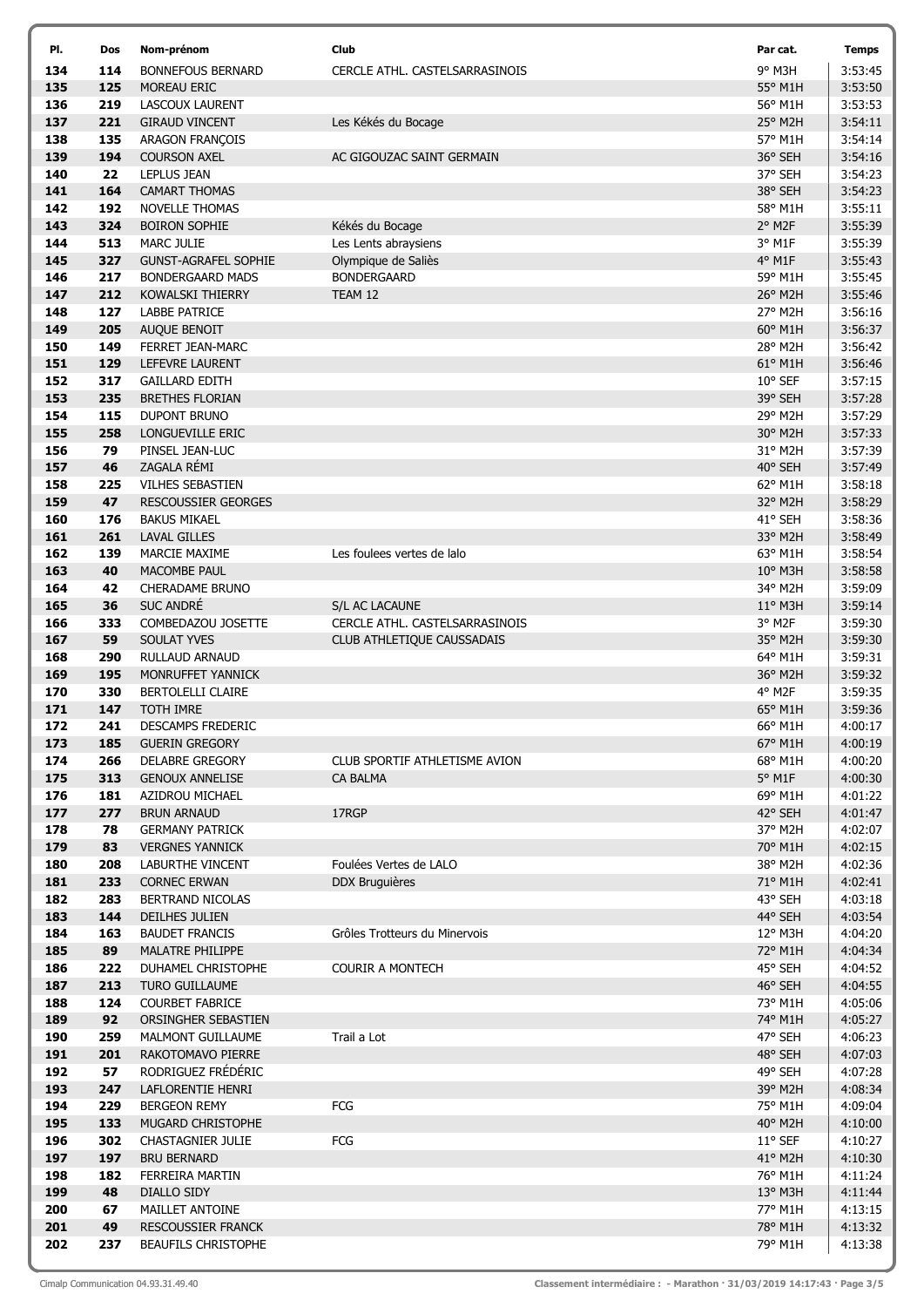| Pl. | Dos | Nom-prénom | Club | Par cat. | Temps |
|---|---|---|---|---|---|
| 134 | 114 | BONNEFOUS BERNARD | CERCLE ATHL. CASTELSARRASINOIS | 9° M3H | 3:53:45 |
| 135 | 125 | MOREAU ERIC | | 55° M1H | 3:53:50 |
| 136 | 219 | LASCOUX LAURENT | | 56° M1H | 3:53:53 |
| 137 | 221 | GIRAUD VINCENT | Les Kékés du Bocage | 25° M2H | 3:54:11 |
| 138 | 135 | ARAGON FRANÇOIS | | 57° M1H | 3:54:14 |
| 139 | 194 | COURSON AXEL | AC GIGOUZAC SAINT GERMAIN | 36° SEH | 3:54:16 |
| 140 | 22 | LEPLUS JEAN | | 37° SEH | 3:54:23 |
| 141 | 164 | CAMART THOMAS | | 38° SEH | 3:54:23 |
| 142 | 192 | NOVELLE THOMAS | | 58° M1H | 3:55:11 |
| 143 | 324 | BOIRON SOPHIE | Kékés du Bocage | 2° M2F | 3:55:39 |
| 144 | 513 | MARC JULIE | Les Lents abraysiens | 3° M1F | 3:55:39 |
| 145 | 327 | GUNST-AGRAFEL SOPHIE | Olympique de Saliès | 4° M1F | 3:55:43 |
| 146 | 217 | BONDERGAARD MADS | BONDERGAARD | 59° M1H | 3:55:45 |
| 147 | 212 | KOWALSKI THIERRY | TEAM 12 | 26° M2H | 3:55:46 |
| 148 | 127 | LABBE PATRICE | | 27° M2H | 3:56:16 |
| 149 | 205 | AUQUE BENOIT | | 60° M1H | 3:56:37 |
| 150 | 149 | FERRET JEAN-MARC | | 28° M2H | 3:56:42 |
| 151 | 129 | LEFEVRE LAURENT | | 61° M1H | 3:56:46 |
| 152 | 317 | GAILLARD EDITH | | 10° SEF | 3:57:15 |
| 153 | 235 | BRETHES FLORIAN | | 39° SEH | 3:57:28 |
| 154 | 115 | DUPONT BRUNO | | 29° M2H | 3:57:29 |
| 155 | 258 | LONGUEVILLE ERIC | | 30° M2H | 3:57:33 |
| 156 | 79 | PINSEL JEAN-LUC | | 31° M2H | 3:57:39 |
| 157 | 46 | ZAGALA RÉMI | | 40° SEH | 3:57:49 |
| 158 | 225 | VILHES SEBASTIEN | | 62° M1H | 3:58:18 |
| 159 | 47 | RESCOUSSIER GEORGES | | 32° M2H | 3:58:29 |
| 160 | 176 | BAKUS MIKAEL | | 41° SEH | 3:58:36 |
| 161 | 261 | LAVAL GILLES | | 33° M2H | 3:58:49 |
| 162 | 139 | MARCIE MAXIME | Les foulees vertes de lalo | 63° M1H | 3:58:54 |
| 163 | 40 | MACOMBE PAUL | | 10° M3H | 3:58:58 |
| 164 | 42 | CHERADAME BRUNO | | 34° M2H | 3:59:09 |
| 165 | 36 | SUC ANDRÉ | S/L AC LACAUNE | 11° M3H | 3:59:14 |
| 166 | 333 | COMBEDAZOU JOSETTE | CERCLE ATHL. CASTELSARRASINOIS | 3° M2F | 3:59:30 |
| 167 | 59 | SOULAT YVES | CLUB ATHLETIQUE CAUSSADAIS | 35° M2H | 3:59:30 |
| 168 | 290 | RULLAUD ARNAUD | | 64° M1H | 3:59:31 |
| 169 | 195 | MONRUFFET YANNICK | | 36° M2H | 3:59:32 |
| 170 | 330 | BERTOLELLI CLAIRE | | 4° M2F | 3:59:35 |
| 171 | 147 | TOTH IMRE | | 65° M1H | 3:59:36 |
| 172 | 241 | DESCAMPS FREDERIC | | 66° M1H | 4:00:17 |
| 173 | 185 | GUERIN GREGORY | | 67° M1H | 4:00:19 |
| 174 | 266 | DELABRE GREGORY | CLUB SPORTIF ATHLETISME AVION | 68° M1H | 4:00:20 |
| 175 | 313 | GENOUX ANNELISE | CA BALMA | 5° M1F | 4:00:30 |
| 176 | 181 | AZIDROU MICHAEL | | 69° M1H | 4:01:22 |
| 177 | 277 | BRUN ARNAUD | 17RGP | 42° SEH | 4:01:47 |
| 178 | 78 | GERMANY PATRICK | | 37° M2H | 4:02:07 |
| 179 | 83 | VERGNES YANNICK | | 70° M1H | 4:02:15 |
| 180 | 208 | LABURTHE VINCENT | Foulées Vertes de LALO | 38° M2H | 4:02:36 |
| 181 | 233 | CORNEC ERWAN | DDX Bruguières | 71° M1H | 4:02:41 |
| 182 | 283 | BERTRAND NICOLAS | | 43° SEH | 4:03:18 |
| 183 | 144 | DEILHES JULIEN | | 44° SEH | 4:03:54 |
| 184 | 163 | BAUDET FRANCIS | Grôles Trotteurs du Minervois | 12° M3H | 4:04:20 |
| 185 | 89 | MALATRE PHILIPPE | | 72° M1H | 4:04:34 |
| 186 | 222 | DUHAMEL CHRISTOPHE | COURIR A MONTECH | 45° SEH | 4:04:52 |
| 187 | 213 | TURO GUILLAUME | | 46° SEH | 4:04:55 |
| 188 | 124 | COURBET FABRICE | | 73° M1H | 4:05:06 |
| 189 | 92 | ORSINGHER SEBASTIEN | | 74° M1H | 4:05:27 |
| 190 | 259 | MALMONT GUILLAUME | Trail a Lot | 47° SEH | 4:06:23 |
| 191 | 201 | RAKOTOMAVO PIERRE | | 48° SEH | 4:07:03 |
| 192 | 57 | RODRIGUEZ FRÉDÉRIC | | 49° SEH | 4:07:28 |
| 193 | 247 | LAFLORENTIE HENRI | | 39° M2H | 4:08:34 |
| 194 | 229 | BERGEON REMY | FCG | 75° M1H | 4:09:04 |
| 195 | 133 | MUGARD CHRISTOPHE | | 40° M2H | 4:10:00 |
| 196 | 302 | CHASTAGNIER JULIE | FCG | 11° SEF | 4:10:27 |
| 197 | 197 | BRU BERNARD | | 41° M2H | 4:10:30 |
| 198 | 182 | FERREIRA MARTIN | | 76° M1H | 4:11:24 |
| 199 | 48 | DIALLO SIDY | | 13° M3H | 4:11:44 |
| 200 | 67 | MAILLET ANTOINE | | 77° M1H | 4:13:15 |
| 201 | 49 | RESCOUSSIER FRANCK | | 78° M1H | 4:13:32 |
| 202 | 237 | BEAUFILS CHRISTOPHE | | 79° M1H | 4:13:38 |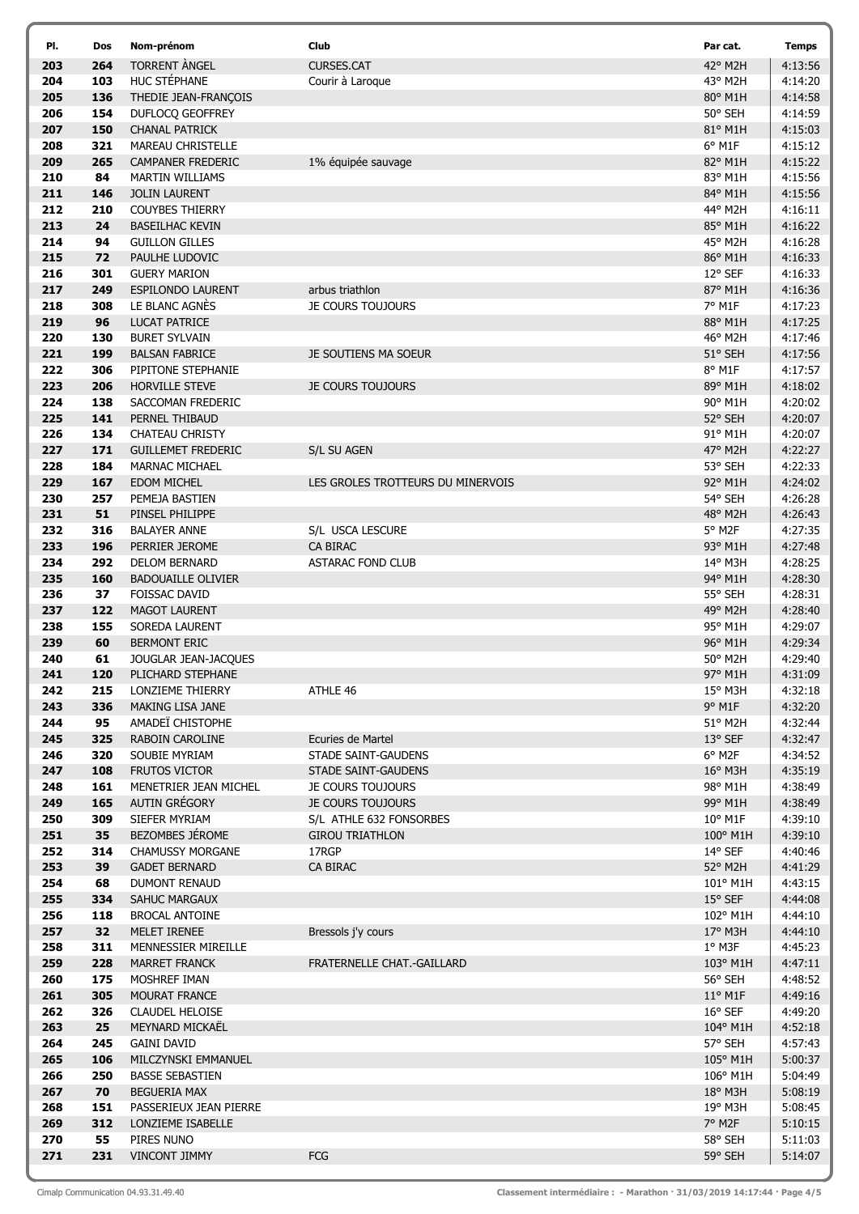| Pl. | Dos | Nom-prénom | Club | Par cat. | Temps |
|---|---|---|---|---|---|
| 203 | 264 | TORRENT ÀNGEL | CURSES.CAT | 42° M2H | 4:13:56 |
| 204 | 103 | HUC STÉPHANE | Courir à Laroque | 43° M2H | 4:14:20 |
| 205 | 136 | THEDIE JEAN-FRANÇOIS | | 80° M1H | 4:14:58 |
| 206 | 154 | DUFLOCQ GEOFFREY | | 50° SEH | 4:14:59 |
| 207 | 150 | CHANAL PATRICK | | 81° M1H | 4:15:03 |
| 208 | 321 | MAREAU CHRISTELLE | | 6° M1F | 4:15:12 |
| 209 | 265 | CAMPANER FREDERIC | 1% équipée sauvage | 82° M1H | 4:15:22 |
| 210 | 84 | MARTIN WILLIAMS | | 83° M1H | 4:15:56 |
| 211 | 146 | JOLIN LAURENT | | 84° M1H | 4:15:56 |
| 212 | 210 | COUYBES THIERRY | | 44° M2H | 4:16:11 |
| 213 | 24 | BASEILHAC KEVIN | | 85° M1H | 4:16:22 |
| 214 | 94 | GUILLON GILLES | | 45° M2H | 4:16:28 |
| 215 | 72 | PAULHE LUDOVIC | | 86° M1H | 4:16:33 |
| 216 | 301 | GUERY MARION | | 12° SEF | 4:16:33 |
| 217 | 249 | ESPILONDO LAURENT | arbus triathlon | 87° M1H | 4:16:36 |
| 218 | 308 | LE BLANC AGNÈS | JE COURS TOUJOURS | 7° M1F | 4:17:23 |
| 219 | 96 | LUCAT PATRICE | | 88° M1H | 4:17:25 |
| 220 | 130 | BURET SYLVAIN | | 46° M2H | 4:17:46 |
| 221 | 199 | BALSAN FABRICE | JE SOUTIENS MA SOEUR | 51° SEH | 4:17:56 |
| 222 | 306 | PIPITONE STEPHANIE | | 8° M1F | 4:17:57 |
| 223 | 206 | HORVILLE STEVE | JE COURS TOUJOURS | 89° M1H | 4:18:02 |
| 224 | 138 | SACCOMAN FREDERIC | | 90° M1H | 4:20:02 |
| 225 | 141 | PERNEL THIBAUD | | 52° SEH | 4:20:07 |
| 226 | 134 | CHATEAU CHRISTY | | 91° M1H | 4:20:07 |
| 227 | 171 | GUILLEMET FREDERIC | S/L SU AGEN | 47° M2H | 4:22:27 |
| 228 | 184 | MARNAC MICHAEL | | 53° SEH | 4:22:33 |
| 229 | 167 | EDOM MICHEL | LES GROLES TROTTEURS DU MINERVOIS | 92° M1H | 4:24:02 |
| 230 | 257 | PEMEJA BASTIEN | | 54° SEH | 4:26:28 |
| 231 | 51 | PINSEL PHILIPPE | | 48° M2H | 4:26:43 |
| 232 | 316 | BALAYER ANNE | S/L USCA LESCURE | 5° M2F | 4:27:35 |
| 233 | 196 | PERRIER JEROME | CA BIRAC | 93° M1H | 4:27:48 |
| 234 | 292 | DELOM BERNARD | ASTARAC FOND CLUB | 14° M3H | 4:28:25 |
| 235 | 160 | BADOUAILLE OLIVIER | | 94° M1H | 4:28:30 |
| 236 | 37 | FOISSAC DAVID | | 55° SEH | 4:28:31 |
| 237 | 122 | MAGOT LAURENT | | 49° M2H | 4:28:40 |
| 238 | 155 | SOREDA LAURENT | | 95° M1H | 4:29:07 |
| 239 | 60 | BERMONT ERIC | | 96° M1H | 4:29:34 |
| 240 | 61 | JOUGLAR JEAN-JACQUES | | 50° M2H | 4:29:40 |
| 241 | 120 | PLICHARD STEPHANE | | 97° M1H | 4:31:09 |
| 242 | 215 | LONZIEME THIERRY | ATHLE 46 | 15° M3H | 4:32:18 |
| 243 | 336 | MAKING LISA JANE | | 9° M1F | 4:32:20 |
| 244 | 95 | AMADEÏ CHISTOPHE | | 51° M2H | 4:32:44 |
| 245 | 325 | RABOIN CAROLINE | Ecuries de Martel | 13° SEF | 4:32:47 |
| 246 | 320 | SOUBIE MYRIAM | STADE SAINT-GAUDENS | 6° M2F | 4:34:52 |
| 247 | 108 | FRUTOS VICTOR | STADE SAINT-GAUDENS | 16° M3H | 4:35:19 |
| 248 | 161 | MENETRIER JEAN MICHEL | JE COURS TOUJOURS | 98° M1H | 4:38:49 |
| 249 | 165 | AUTIN GRÉGORY | JE COURS TOUJOURS | 99° M1H | 4:38:49 |
| 250 | 309 | SIEFER MYRIAM | S/L ATHLE 632 FONSORBES | 10° M1F | 4:39:10 |
| 251 | 35 | BEZOMBES JÉROME | GIROU TRIATHLON | 100° M1H | 4:39:10 |
| 252 | 314 | CHAMUSSY MORGANE | 17RGP | 14° SEF | 4:40:46 |
| 253 | 39 | GADET BERNARD | CA BIRAC | 52° M2H | 4:41:29 |
| 254 | 68 | DUMONT RENAUD | | 101° M1H | 4:43:15 |
| 255 | 334 | SAHUC MARGAUX | | 15° SEF | 4:44:08 |
| 256 | 118 | BROCAL ANTOINE | | 102° M1H | 4:44:10 |
| 257 | 32 | MELET IRENEE | Bressols j'y cours | 17° M3H | 4:44:10 |
| 258 | 311 | MENNESSIER MIREILLE | | 1° M3F | 4:45:23 |
| 259 | 228 | MARRET FRANCK | FRATERNELLE CHAT.-GAILLARD | 103° M1H | 4:47:11 |
| 260 | 175 | MOSHREF IMAN | | 56° SEH | 4:48:52 |
| 261 | 305 | MOURAT FRANCE | | 11° M1F | 4:49:16 |
| 262 | 326 | CLAUDEL HELOISE | | 16° SEF | 4:49:20 |
| 263 | 25 | MEYNARD MICKAËL | | 104° M1H | 4:52:18 |
| 264 | 245 | GAINI DAVID | | 57° SEH | 4:57:43 |
| 265 | 106 | MILCZYNSKI EMMANUEL | | 105° M1H | 5:00:37 |
| 266 | 250 | BASSE SEBASTIEN | | 106° M1H | 5:04:49 |
| 267 | 70 | BEGUERIA MAX | | 18° M3H | 5:08:19 |
| 268 | 151 | PASSERIEUX JEAN PIERRE | | 19° M3H | 5:08:45 |
| 269 | 312 | LONZIEME ISABELLE | | 7° M2F | 5:10:15 |
| 270 | 55 | PIRES NUNO | | 58° SEH | 5:11:03 |
| 271 | 231 | VINCONT JIMMY | FCG | 59° SEH | 5:14:07 |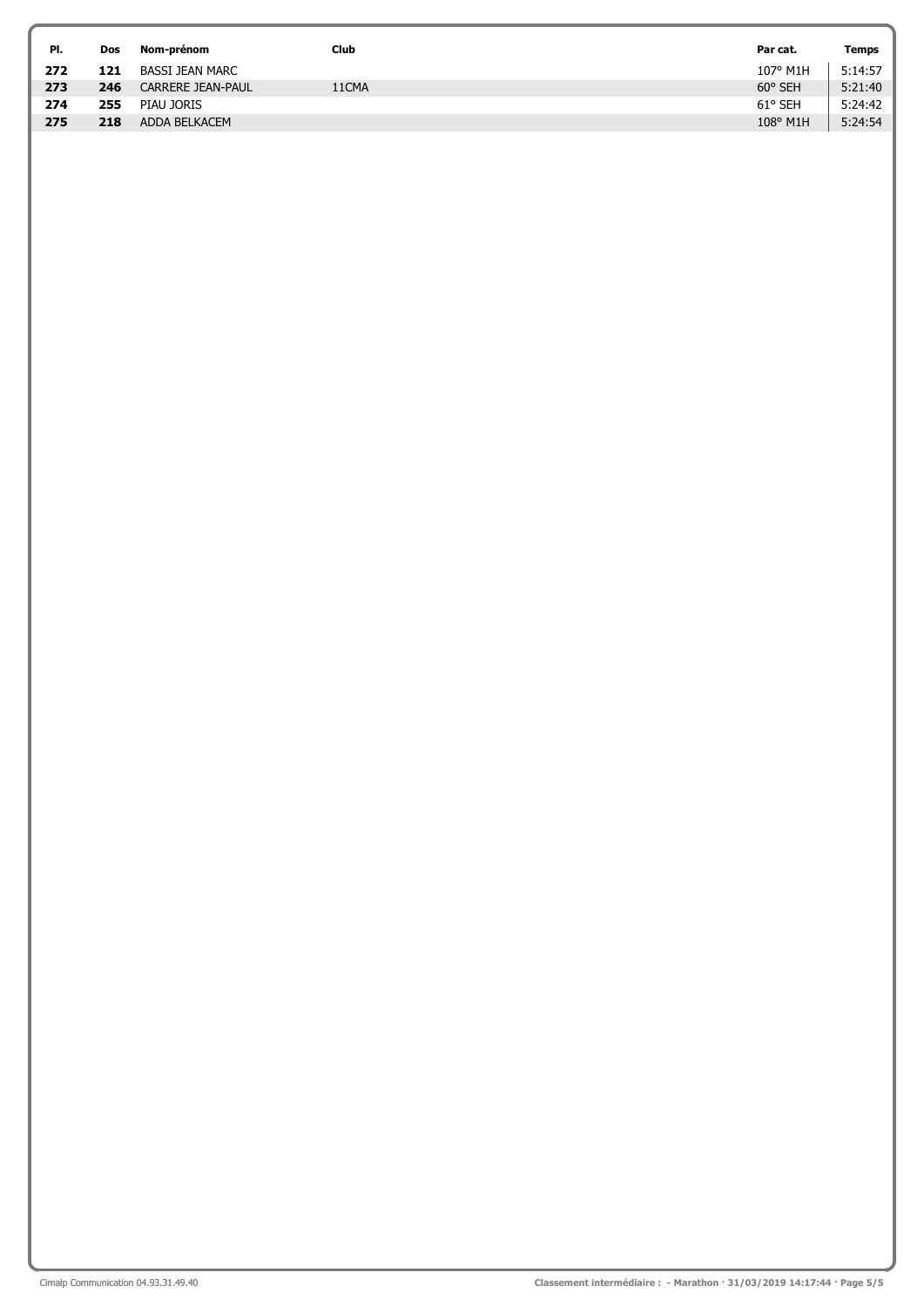| Pl. | Dos | Nom-prénom | Club | Par cat. | Temps |
|---|---|---|---|---|---|
| 272 | 121 | BASSI JEAN MARC | | 107° M1H | 5:14:57 |
| 273 | 246 | CARRERE JEAN-PAUL | 11CMA | 60° SEH | 5:21:40 |
| 274 | 255 | PIAU JORIS | | 61° SEH | 5:24:42 |
| 275 | 218 | ADDA BELKACEM | | 108° M1H | 5:24:54 |

Cimalp Communication 04.93.31.49.40

**Classement intermédiaire : - Marathon · 31/03/2019 14:17:44**